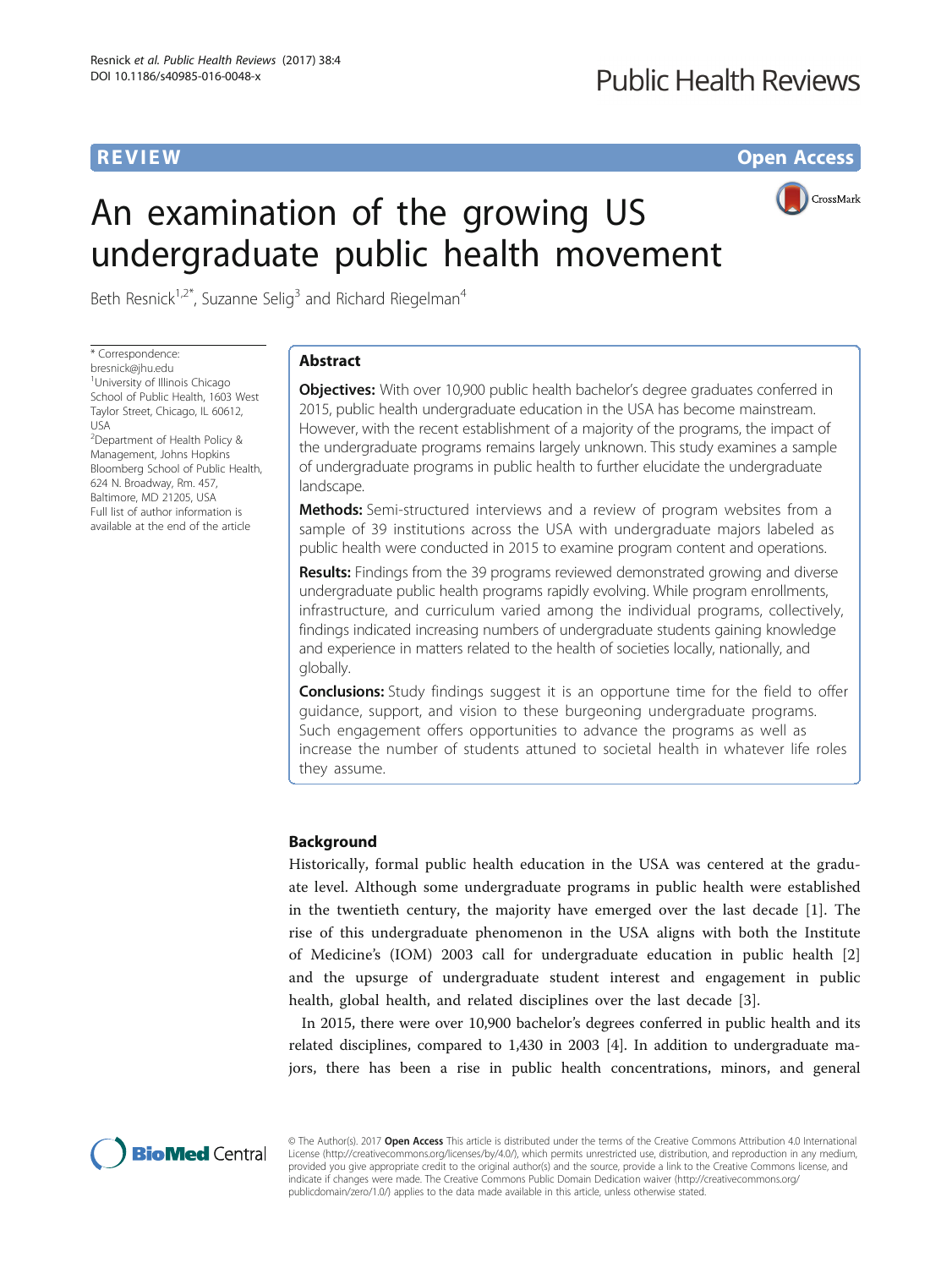REVIEW

Open Access

# An examination of the growing US undergraduate public health movement

Beth Resnick[1,2*], Suzanne Selig[3] and Richard Riegelman[4]

\* Correspondence: bresnick@jhu.edu
[1]University of Illinois Chicago School of Public Health, 1603 West Taylor Street, Chicago, IL 60612, USA
[2]Department of Health Policy & Management, Johns Hopkins Bloomberg School of Public Health, 624 N. Broadway, Rm. 457, Baltimore, MD 21205, USA
Full list of author information is available at the end of the article

## Abstract

**Objectives:** With over 10,900 public health bachelor's degree graduates conferred in 2015, public health undergraduate education in the USA has become mainstream. However, with the recent establishment of a majority of the programs, the impact of the undergraduate programs remains largely unknown. This study examines a sample of undergraduate programs in public health to further elucidate the undergraduate landscape.

**Methods:** Semi-structured interviews and a review of program websites from a sample of 39 institutions across the USA with undergraduate majors labeled as public health were conducted in 2015 to examine program content and operations.

**Results:** Findings from the 39 programs reviewed demonstrated growing and diverse undergraduate public health programs rapidly evolving. While program enrollments, infrastructure, and curriculum varied among the individual programs, collectively, findings indicated increasing numbers of undergraduate students gaining knowledge and experience in matters related to the health of societies locally, nationally, and globally.

**Conclusions:** Study findings suggest it is an opportune time for the field to offer guidance, support, and vision to these burgeoning undergraduate programs. Such engagement offers opportunities to advance the programs as well as increase the number of students attuned to societal health in whatever life roles they assume.

## Background

Historically, formal public health education in the USA was centered at the graduate level. Although some undergraduate programs in public health were established in the twentieth century, the majority have emerged over the last decade [1]. The rise of this undergraduate phenomenon in the USA aligns with both the Institute of Medicine's (IOM) 2003 call for undergraduate education in public health [2] and the upsurge of undergraduate student interest and engagement in public health, global health, and related disciplines over the last decade [3].

In 2015, there were over 10,900 bachelor's degrees conferred in public health and its related disciplines, compared to 1,430 in 2003 [4]. In addition to undergraduate majors, there has been a rise in public health concentrations, minors, and general

© The Author(s). 2017 **Open Access** This article is distributed under the terms of the Creative Commons Attribution 4.0 International License (http://creativecommons.org/licenses/by/4.0/), which permits unrestricted use, distribution, and reproduction in any medium, provided you give appropriate credit to the original author(s) and the source, provide a link to the Creative Commons license, and indicate if changes were made. The Creative Commons Public Domain Dedication waiver (http://creativecommons.org/publicdomain/zero/1.0/) applies to the data made available in this article, unless otherwise stated.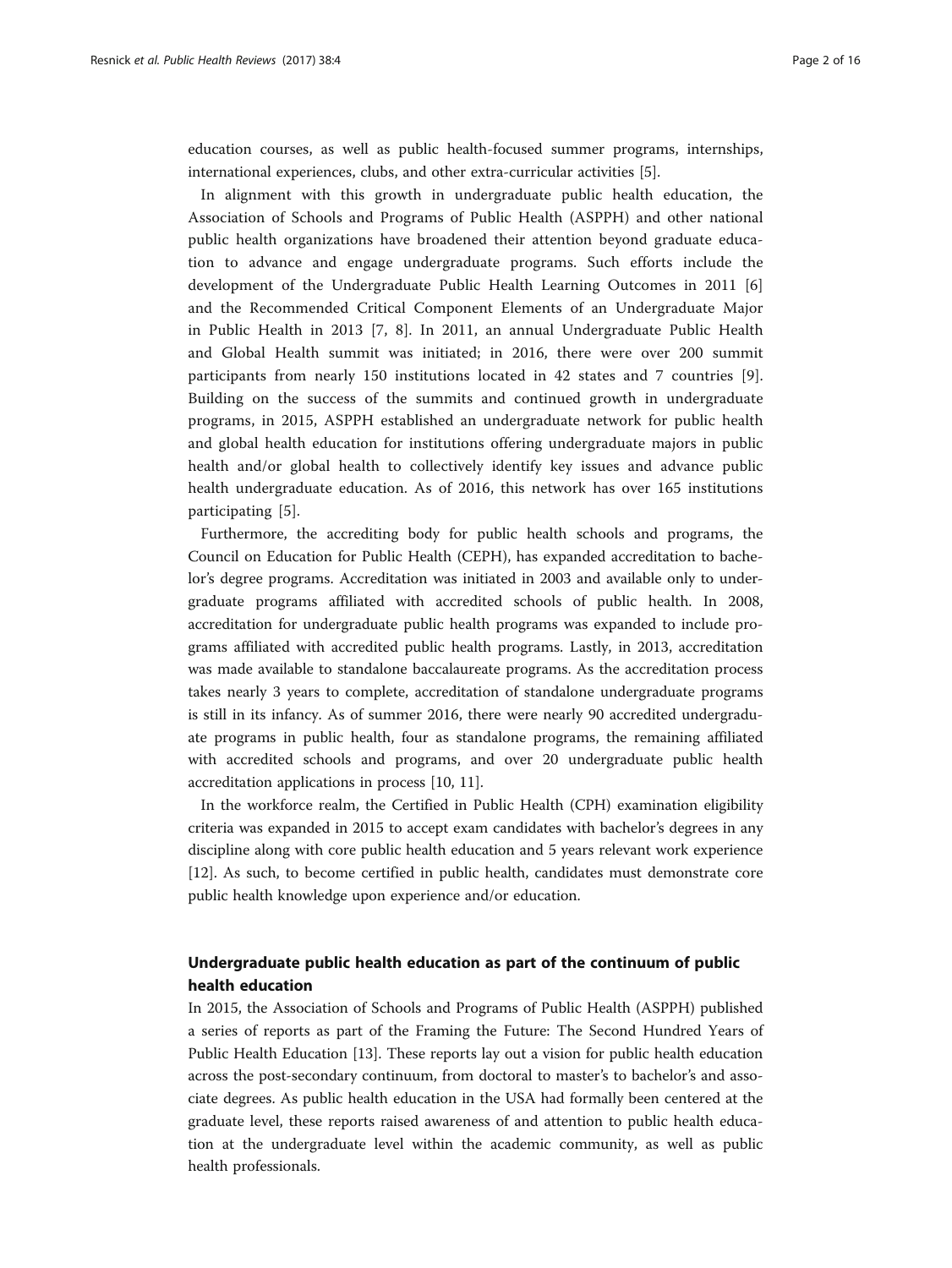education courses, as well as public health-focused summer programs, internships, international experiences, clubs, and other extra-curricular activities [5].

In alignment with this growth in undergraduate public health education, the Association of Schools and Programs of Public Health (ASPPH) and other national public health organizations have broadened their attention beyond graduate education to advance and engage undergraduate programs. Such efforts include the development of the Undergraduate Public Health Learning Outcomes in 2011 [6] and the Recommended Critical Component Elements of an Undergraduate Major in Public Health in 2013 [7, 8]. In 2011, an annual Undergraduate Public Health and Global Health summit was initiated; in 2016, there were over 200 summit participants from nearly 150 institutions located in 42 states and 7 countries [9]. Building on the success of the summits and continued growth in undergraduate programs, in 2015, ASPPH established an undergraduate network for public health and global health education for institutions offering undergraduate majors in public health and/or global health to collectively identify key issues and advance public health undergraduate education. As of 2016, this network has over 165 institutions participating [5].

Furthermore, the accrediting body for public health schools and programs, the Council on Education for Public Health (CEPH), has expanded accreditation to bachelor's degree programs. Accreditation was initiated in 2003 and available only to undergraduate programs affiliated with accredited schools of public health. In 2008, accreditation for undergraduate public health programs was expanded to include programs affiliated with accredited public health programs. Lastly, in 2013, accreditation was made available to standalone baccalaureate programs. As the accreditation process takes nearly 3 years to complete, accreditation of standalone undergraduate programs is still in its infancy. As of summer 2016, there were nearly 90 accredited undergraduate programs in public health, four as standalone programs, the remaining affiliated with accredited schools and programs, and over 20 undergraduate public health accreditation applications in process [10, 11].

In the workforce realm, the Certified in Public Health (CPH) examination eligibility criteria was expanded in 2015 to accept exam candidates with bachelor's degrees in any discipline along with core public health education and 5 years relevant work experience [12]. As such, to become certified in public health, candidates must demonstrate core public health knowledge upon experience and/or education.

## Undergraduate public health education as part of the continuum of public health education

In 2015, the Association of Schools and Programs of Public Health (ASPPH) published a series of reports as part of the Framing the Future: The Second Hundred Years of Public Health Education [13]. These reports lay out a vision for public health education across the post-secondary continuum, from doctoral to master's to bachelor's and associate degrees. As public health education in the USA had formally been centered at the graduate level, these reports raised awareness of and attention to public health education at the undergraduate level within the academic community, as well as public health professionals.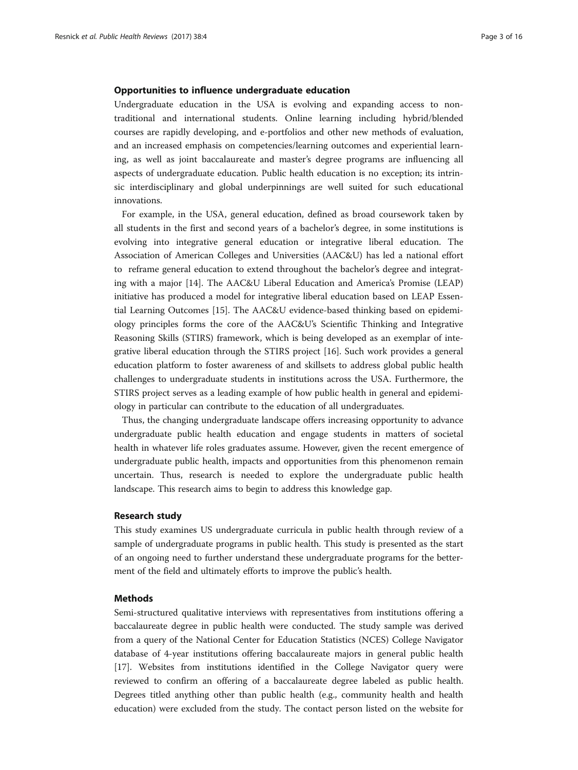### Opportunities to influence undergraduate education

Undergraduate education in the USA is evolving and expanding access to non-traditional and international students. Online learning including hybrid/blended courses are rapidly developing, and e-portfolios and other new methods of evaluation, and an increased emphasis on competencies/learning outcomes and experiential learning, as well as joint baccalaureate and master's degree programs are influencing all aspects of undergraduate education. Public health education is no exception; its intrinsic interdisciplinary and global underpinnings are well suited for such educational innovations.

For example, in the USA, general education, defined as broad coursework taken by all students in the first and second years of a bachelor's degree, in some institutions is evolving into integrative general education or integrative liberal education. The Association of American Colleges and Universities (AAC&U) has led a national effort to reframe general education to extend throughout the bachelor's degree and integrating with a major [14]. The AAC&U Liberal Education and America's Promise (LEAP) initiative has produced a model for integrative liberal education based on LEAP Essential Learning Outcomes [15]. The AAC&U evidence-based thinking based on epidemiology principles forms the core of the AAC&U's Scientific Thinking and Integrative Reasoning Skills (STIRS) framework, which is being developed as an exemplar of integrative liberal education through the STIRS project [16]. Such work provides a general education platform to foster awareness of and skillsets to address global public health challenges to undergraduate students in institutions across the USA. Furthermore, the STIRS project serves as a leading example of how public health in general and epidemiology in particular can contribute to the education of all undergraduates.

Thus, the changing undergraduate landscape offers increasing opportunity to advance undergraduate public health education and engage students in matters of societal health in whatever life roles graduates assume. However, given the recent emergence of undergraduate public health, impacts and opportunities from this phenomenon remain uncertain. Thus, research is needed to explore the undergraduate public health landscape. This research aims to begin to address this knowledge gap.

### Research study

This study examines US undergraduate curricula in public health through review of a sample of undergraduate programs in public health. This study is presented as the start of an ongoing need to further understand these undergraduate programs for the betterment of the field and ultimately efforts to improve the public's health.

### Methods

Semi-structured qualitative interviews with representatives from institutions offering a baccalaureate degree in public health were conducted. The study sample was derived from a query of the National Center for Education Statistics (NCES) College Navigator database of 4-year institutions offering baccalaureate majors in general public health [17]. Websites from institutions identified in the College Navigator query were reviewed to confirm an offering of a baccalaureate degree labeled as public health. Degrees titled anything other than public health (e.g., community health and health education) were excluded from the study. The contact person listed on the website for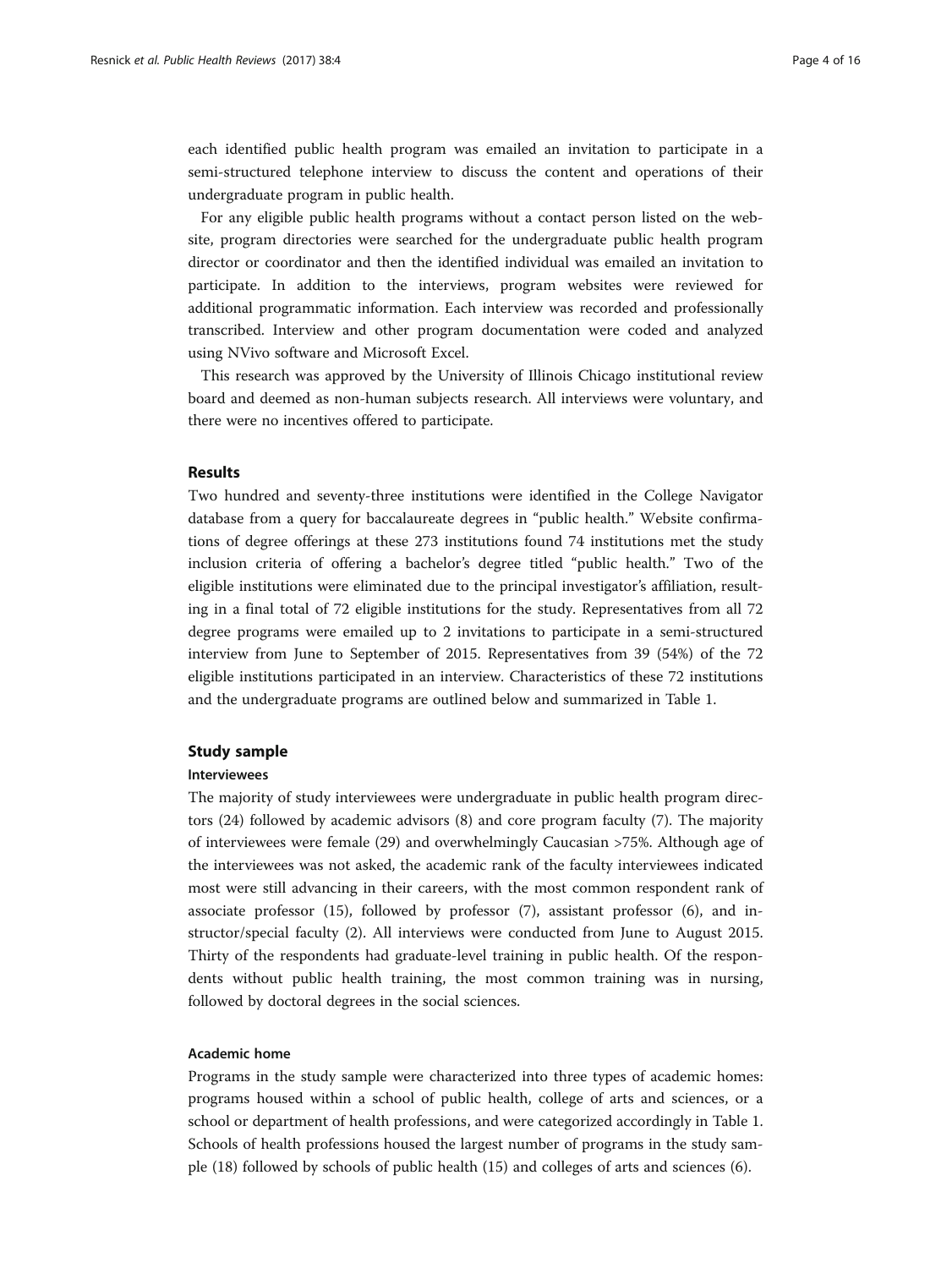each identified public health program was emailed an invitation to participate in a semi-structured telephone interview to discuss the content and operations of their undergraduate program in public health.

For any eligible public health programs without a contact person listed on the website, program directories were searched for the undergraduate public health program director or coordinator and then the identified individual was emailed an invitation to participate. In addition to the interviews, program websites were reviewed for additional programmatic information. Each interview was recorded and professionally transcribed. Interview and other program documentation were coded and analyzed using NVivo software and Microsoft Excel.

This research was approved by the University of Illinois Chicago institutional review board and deemed as non-human subjects research. All interviews were voluntary, and there were no incentives offered to participate.

## Results

Two hundred and seventy-three institutions were identified in the College Navigator database from a query for baccalaureate degrees in "public health." Website confirmations of degree offerings at these 273 institutions found 74 institutions met the study inclusion criteria of offering a bachelor's degree titled "public health." Two of the eligible institutions were eliminated due to the principal investigator's affiliation, resulting in a final total of 72 eligible institutions for the study. Representatives from all 72 degree programs were emailed up to 2 invitations to participate in a semi-structured interview from June to September of 2015. Representatives from 39 (54%) of the 72 eligible institutions participated in an interview. Characteristics of these 72 institutions and the undergraduate programs are outlined below and summarized in Table 1.

### Study sample

#### Interviewees

The majority of study interviewees were undergraduate in public health program directors (24) followed by academic advisors (8) and core program faculty (7). The majority of interviewees were female (29) and overwhelmingly Caucasian >75%. Although age of the interviewees was not asked, the academic rank of the faculty interviewees indicated most were still advancing in their careers, with the most common respondent rank of associate professor (15), followed by professor (7), assistant professor (6), and instructor/special faculty (2). All interviews were conducted from June to August 2015. Thirty of the respondents had graduate-level training in public health. Of the respondents without public health training, the most common training was in nursing, followed by doctoral degrees in the social sciences.

#### Academic home

Programs in the study sample were characterized into three types of academic homes: programs housed within a school of public health, college of arts and sciences, or a school or department of health professions, and were categorized accordingly in Table 1. Schools of health professions housed the largest number of programs in the study sample (18) followed by schools of public health (15) and colleges of arts and sciences (6).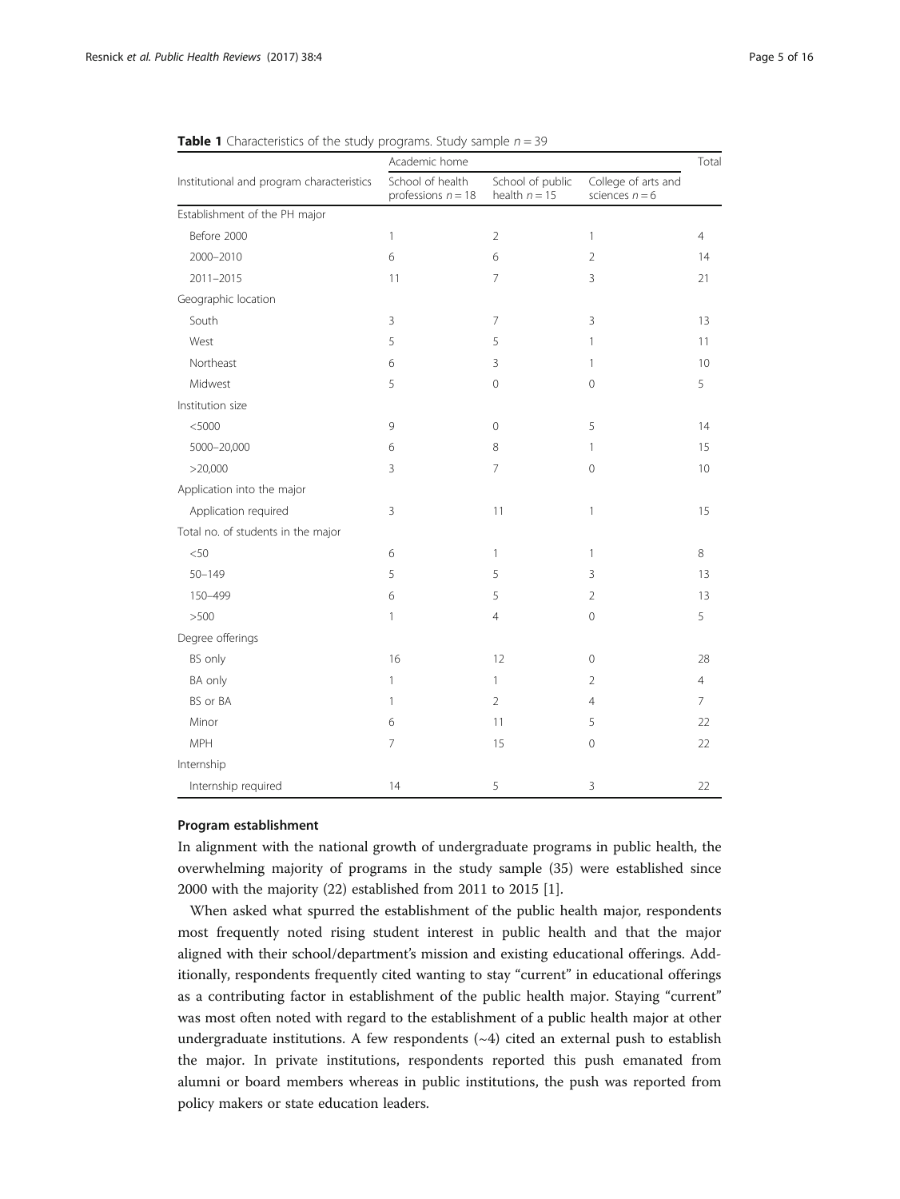**Table 1** Characteristics of the study programs. Study sample $n = 39$

| Institutional and program characteristics | Academic home | | | Total |
|---|---|---|---|---|
| | School of health professions $n = 18$ | School of public health $n = 15$ | College of arts and sciences $n = 6$ | |
| Establishment of the PH major | | | | |
| Before 2000 | 1 | 2 | 1 | 4 |
| 2000–2010 | 6 | 6 | 2 | 14 |
| 2011–2015 | 11 | 7 | 3 | 21 |
| Geographic location | | | | |
| South | 3 | 7 | 3 | 13 |
| West | 5 | 5 | 1 | 11 |
| Northeast | 6 | 3 | 1 | 10 |
| Midwest | 5 | 0 | 0 | 5 |
| Institution size | | | | |
| <5000 | 9 | 0 | 5 | 14 |
| 5000–20,000 | 6 | 8 | 1 | 15 |
| >20,000 | 3 | 7 | 0 | 10 |
| Application into the major | | | | |
| Application required | 3 | 11 | 1 | 15 |
| Total no. of students in the major | | | | |
| <50 | 6 | 1 | 1 | 8 |
| 50–149 | 5 | 5 | 3 | 13 |
| 150–499 | 6 | 5 | 2 | 13 |
| >500 | 1 | 4 | 0 | 5 |
| Degree offerings | | | | |
| BS only | 16 | 12 | 0 | 28 |
| BA only | 1 | 1 | 2 | 4 |
| BS or BA | 1 | 2 | 4 | 7 |
| Minor | 6 | 11 | 5 | 22 |
| MPH | 7 | 15 | 0 | 22 |
| Internship | | | | |
| Internship required | 14 | 5 | 3 | 22 |

### Program establishment

In alignment with the national growth of undergraduate programs in public health, the overwhelming majority of programs in the study sample (35) were established since 2000 with the majority (22) established from 2011 to 2015 [1].

When asked what spurred the establishment of the public health major, respondents most frequently noted rising student interest in public health and that the major aligned with their school/department's mission and existing educational offerings. Additionally, respondents frequently cited wanting to stay "current" in educational offerings as a contributing factor in establishment of the public health major. Staying "current" was most often noted with regard to the establishment of a public health major at other undergraduate institutions. A few respondents (~4) cited an external push to establish the major. In private institutions, respondents reported this push emanated from alumni or board members whereas in public institutions, the push was reported from policy makers or state education leaders.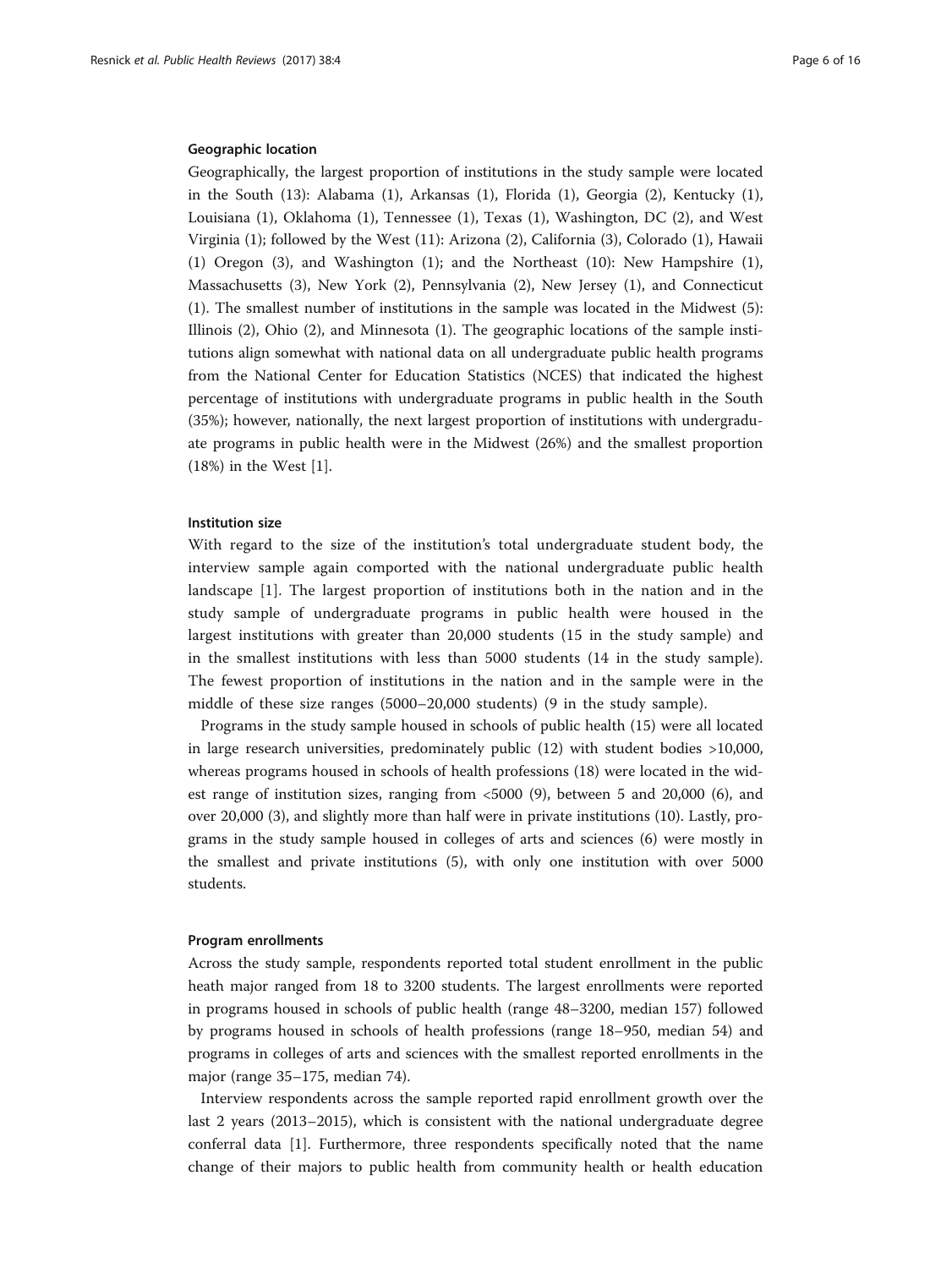### Geographic location

Geographically, the largest proportion of institutions in the study sample were located in the South (13): Alabama (1), Arkansas (1), Florida (1), Georgia (2), Kentucky (1), Louisiana (1), Oklahoma (1), Tennessee (1), Texas (1), Washington, DC (2), and West Virginia (1); followed by the West (11): Arizona (2), California (3), Colorado (1), Hawaii (1) Oregon (3), and Washington (1); and the Northeast (10): New Hampshire (1), Massachusetts (3), New York (2), Pennsylvania (2), New Jersey (1), and Connecticut (1). The smallest number of institutions in the sample was located in the Midwest (5): Illinois (2), Ohio (2), and Minnesota (1). The geographic locations of the sample institutions align somewhat with national data on all undergraduate public health programs from the National Center for Education Statistics (NCES) that indicated the highest percentage of institutions with undergraduate programs in public health in the South (35%); however, nationally, the next largest proportion of institutions with undergraduate programs in public health were in the Midwest (26%) and the smallest proportion (18%) in the West [1].

### Institution size

With regard to the size of the institution's total undergraduate student body, the interview sample again comported with the national undergraduate public health landscape [1]. The largest proportion of institutions both in the nation and in the study sample of undergraduate programs in public health were housed in the largest institutions with greater than 20,000 students (15 in the study sample) and in the smallest institutions with less than 5000 students (14 in the study sample). The fewest proportion of institutions in the nation and in the sample were in the middle of these size ranges (5000–20,000 students) (9 in the study sample).

Programs in the study sample housed in schools of public health (15) were all located in large research universities, predominately public (12) with student bodies >10,000, whereas programs housed in schools of health professions (18) were located in the widest range of institution sizes, ranging from <5000 (9), between 5 and 20,000 (6), and over 20,000 (3), and slightly more than half were in private institutions (10). Lastly, programs in the study sample housed in colleges of arts and sciences (6) were mostly in the smallest and private institutions (5), with only one institution with over 5000 students.

### Program enrollments

Across the study sample, respondents reported total student enrollment in the public heath major ranged from 18 to 3200 students. The largest enrollments were reported in programs housed in schools of public health (range 48–3200, median 157) followed by programs housed in schools of health professions (range 18–950, median 54) and programs in colleges of arts and sciences with the smallest reported enrollments in the major (range 35–175, median 74).

Interview respondents across the sample reported rapid enrollment growth over the last 2 years (2013–2015), which is consistent with the national undergraduate degree conferral data [1]. Furthermore, three respondents specifically noted that the name change of their majors to public health from community health or health education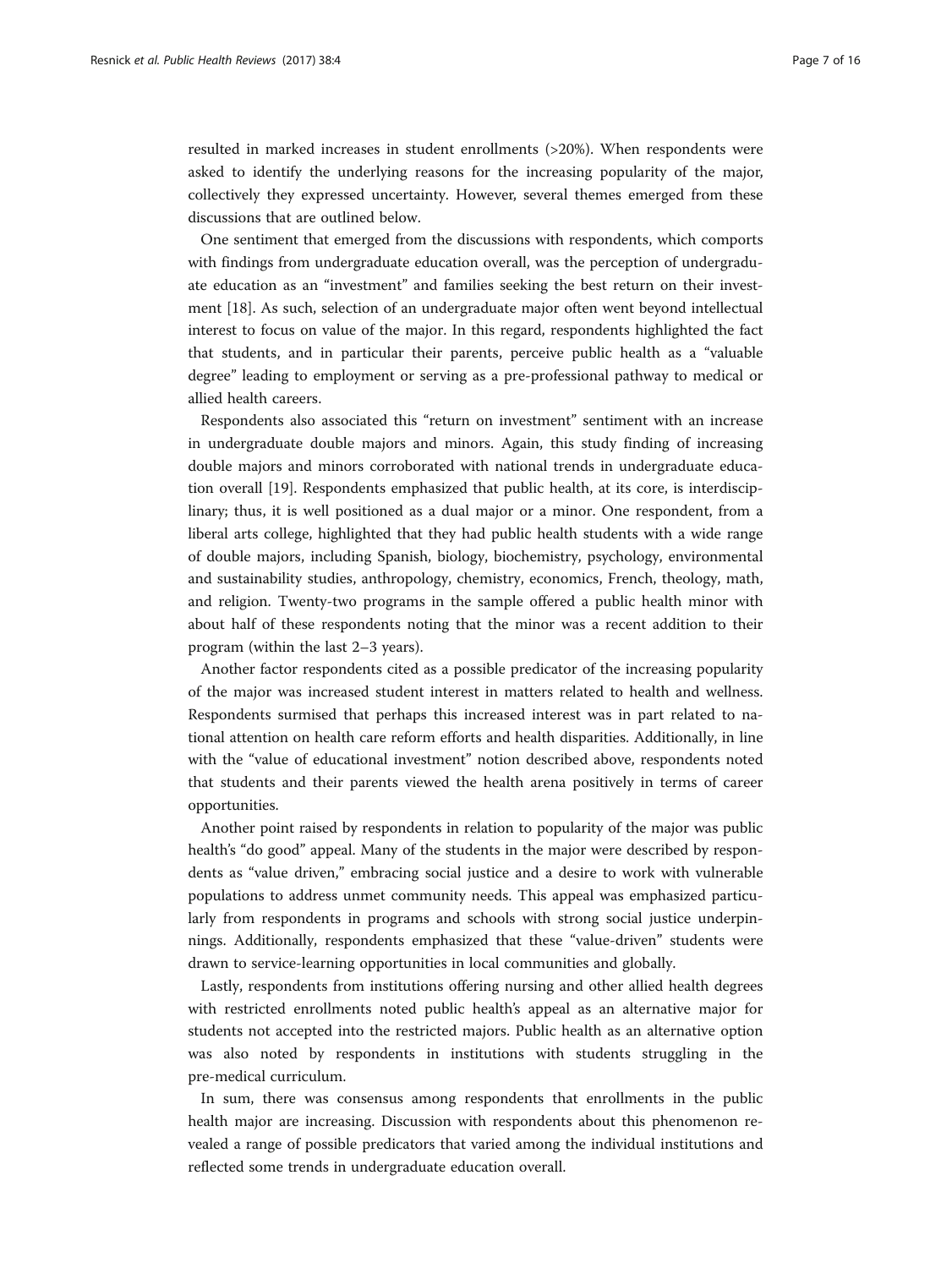resulted in marked increases in student enrollments (>20%). When respondents were asked to identify the underlying reasons for the increasing popularity of the major, collectively they expressed uncertainty. However, several themes emerged from these discussions that are outlined below.

One sentiment that emerged from the discussions with respondents, which comports with findings from undergraduate education overall, was the perception of undergraduate education as an "investment" and families seeking the best return on their investment [18]. As such, selection of an undergraduate major often went beyond intellectual interest to focus on value of the major. In this regard, respondents highlighted the fact that students, and in particular their parents, perceive public health as a "valuable degree" leading to employment or serving as a pre-professional pathway to medical or allied health careers.

Respondents also associated this "return on investment" sentiment with an increase in undergraduate double majors and minors. Again, this study finding of increasing double majors and minors corroborated with national trends in undergraduate education overall [19]. Respondents emphasized that public health, at its core, is interdisciplinary; thus, it is well positioned as a dual major or a minor. One respondent, from a liberal arts college, highlighted that they had public health students with a wide range of double majors, including Spanish, biology, biochemistry, psychology, environmental and sustainability studies, anthropology, chemistry, economics, French, theology, math, and religion. Twenty-two programs in the sample offered a public health minor with about half of these respondents noting that the minor was a recent addition to their program (within the last 2–3 years).

Another factor respondents cited as a possible predicator of the increasing popularity of the major was increased student interest in matters related to health and wellness. Respondents surmised that perhaps this increased interest was in part related to national attention on health care reform efforts and health disparities. Additionally, in line with the "value of educational investment" notion described above, respondents noted that students and their parents viewed the health arena positively in terms of career opportunities.

Another point raised by respondents in relation to popularity of the major was public health's "do good" appeal. Many of the students in the major were described by respondents as "value driven," embracing social justice and a desire to work with vulnerable populations to address unmet community needs. This appeal was emphasized particularly from respondents in programs and schools with strong social justice underpinnings. Additionally, respondents emphasized that these "value-driven" students were drawn to service-learning opportunities in local communities and globally.

Lastly, respondents from institutions offering nursing and other allied health degrees with restricted enrollments noted public health's appeal as an alternative major for students not accepted into the restricted majors. Public health as an alternative option was also noted by respondents in institutions with students struggling in the pre-medical curriculum.

In sum, there was consensus among respondents that enrollments in the public health major are increasing. Discussion with respondents about this phenomenon revealed a range of possible predicators that varied among the individual institutions and reflected some trends in undergraduate education overall.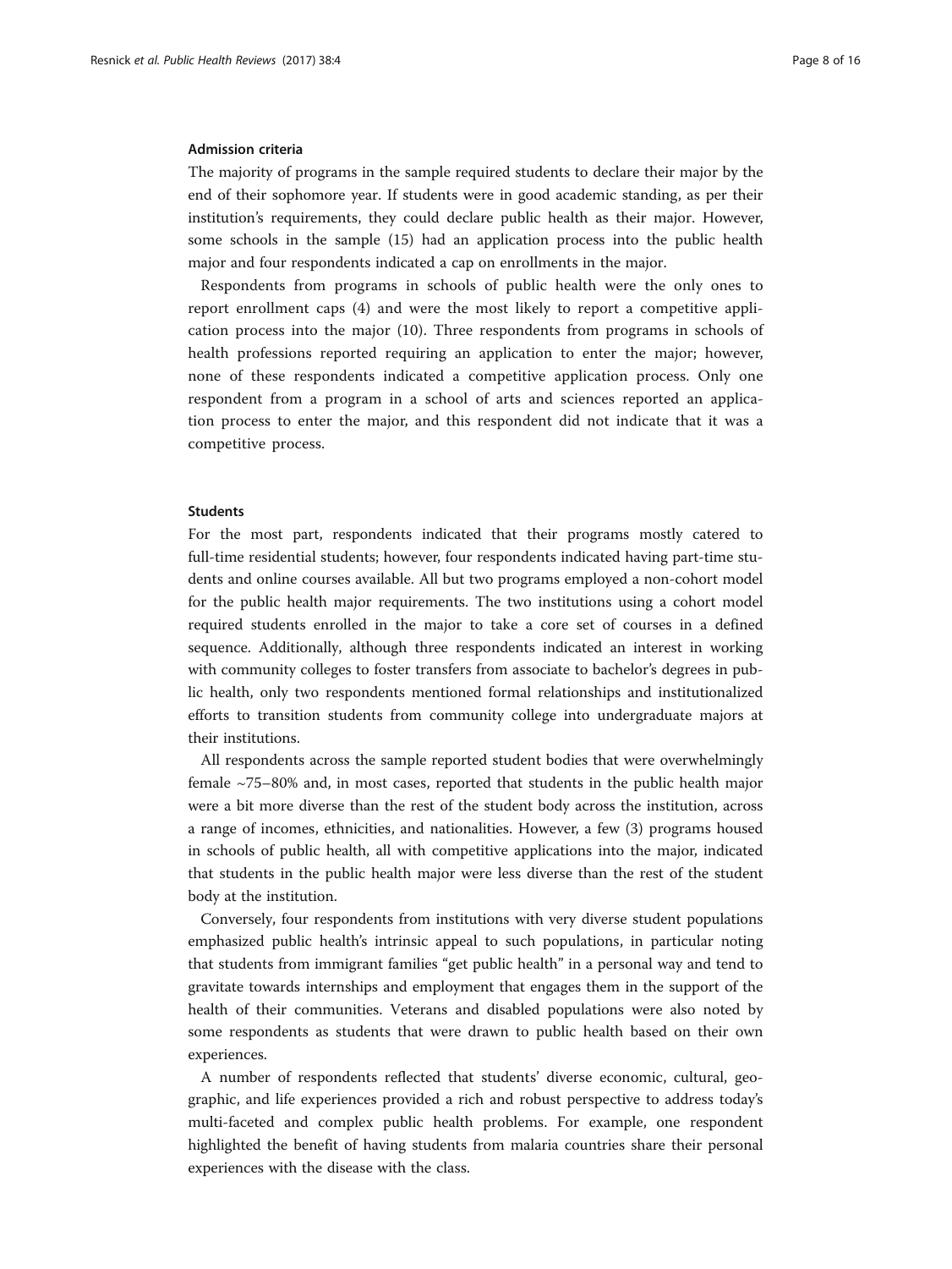### Admission criteria

The majority of programs in the sample required students to declare their major by the end of their sophomore year. If students were in good academic standing, as per their institution's requirements, they could declare public health as their major. However, some schools in the sample (15) had an application process into the public health major and four respondents indicated a cap on enrollments in the major.

Respondents from programs in schools of public health were the only ones to report enrollment caps (4) and were the most likely to report a competitive application process into the major (10). Three respondents from programs in schools of health professions reported requiring an application to enter the major; however, none of these respondents indicated a competitive application process. Only one respondent from a program in a school of arts and sciences reported an application process to enter the major, and this respondent did not indicate that it was a competitive process.

### Students

For the most part, respondents indicated that their programs mostly catered to full-time residential students; however, four respondents indicated having part-time students and online courses available. All but two programs employed a non-cohort model for the public health major requirements. The two institutions using a cohort model required students enrolled in the major to take a core set of courses in a defined sequence. Additionally, although three respondents indicated an interest in working with community colleges to foster transfers from associate to bachelor's degrees in public health, only two respondents mentioned formal relationships and institutionalized efforts to transition students from community college into undergraduate majors at their institutions.

All respondents across the sample reported student bodies that were overwhelmingly female ~75–80% and, in most cases, reported that students in the public health major were a bit more diverse than the rest of the student body across the institution, across a range of incomes, ethnicities, and nationalities. However, a few (3) programs housed in schools of public health, all with competitive applications into the major, indicated that students in the public health major were less diverse than the rest of the student body at the institution.

Conversely, four respondents from institutions with very diverse student populations emphasized public health's intrinsic appeal to such populations, in particular noting that students from immigrant families "get public health" in a personal way and tend to gravitate towards internships and employment that engages them in the support of the health of their communities. Veterans and disabled populations were also noted by some respondents as students that were drawn to public health based on their own experiences.

A number of respondents reflected that students' diverse economic, cultural, geographic, and life experiences provided a rich and robust perspective to address today's multi-faceted and complex public health problems. For example, one respondent highlighted the benefit of having students from malaria countries share their personal experiences with the disease with the class.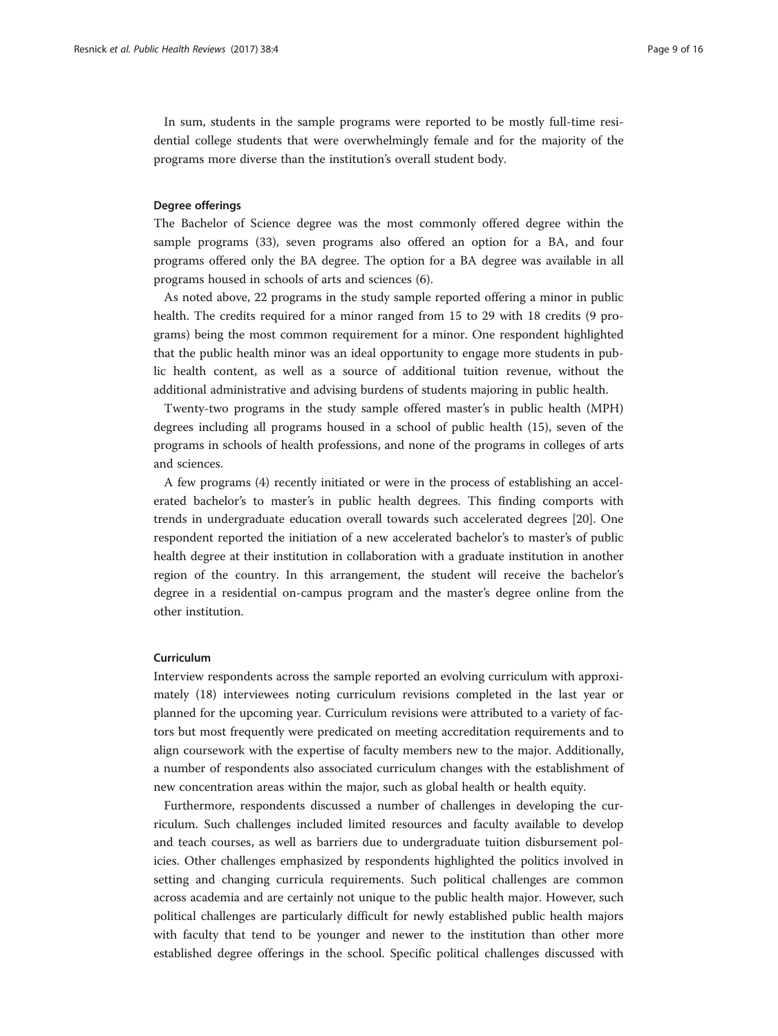In sum, students in the sample programs were reported to be mostly full-time residential college students that were overwhelmingly female and for the majority of the programs more diverse than the institution's overall student body.

#### Degree offerings

The Bachelor of Science degree was the most commonly offered degree within the sample programs (33), seven programs also offered an option for a BA, and four programs offered only the BA degree. The option for a BA degree was available in all programs housed in schools of arts and sciences (6).

As noted above, 22 programs in the study sample reported offering a minor in public health. The credits required for a minor ranged from 15 to 29 with 18 credits (9 programs) being the most common requirement for a minor. One respondent highlighted that the public health minor was an ideal opportunity to engage more students in public health content, as well as a source of additional tuition revenue, without the additional administrative and advising burdens of students majoring in public health.

Twenty-two programs in the study sample offered master's in public health (MPH) degrees including all programs housed in a school of public health (15), seven of the programs in schools of health professions, and none of the programs in colleges of arts and sciences.

A few programs (4) recently initiated or were in the process of establishing an accelerated bachelor's to master's in public health degrees. This finding comports with trends in undergraduate education overall towards such accelerated degrees [20]. One respondent reported the initiation of a new accelerated bachelor's to master's of public health degree at their institution in collaboration with a graduate institution in another region of the country. In this arrangement, the student will receive the bachelor's degree in a residential on-campus program and the master's degree online from the other institution.

#### Curriculum

Interview respondents across the sample reported an evolving curriculum with approximately (18) interviewees noting curriculum revisions completed in the last year or planned for the upcoming year. Curriculum revisions were attributed to a variety of factors but most frequently were predicated on meeting accreditation requirements and to align coursework with the expertise of faculty members new to the major. Additionally, a number of respondents also associated curriculum changes with the establishment of new concentration areas within the major, such as global health or health equity.

Furthermore, respondents discussed a number of challenges in developing the curriculum. Such challenges included limited resources and faculty available to develop and teach courses, as well as barriers due to undergraduate tuition disbursement policies. Other challenges emphasized by respondents highlighted the politics involved in setting and changing curricula requirements. Such political challenges are common across academia and are certainly not unique to the public health major. However, such political challenges are particularly difficult for newly established public health majors with faculty that tend to be younger and newer to the institution than other more established degree offerings in the school. Specific political challenges discussed with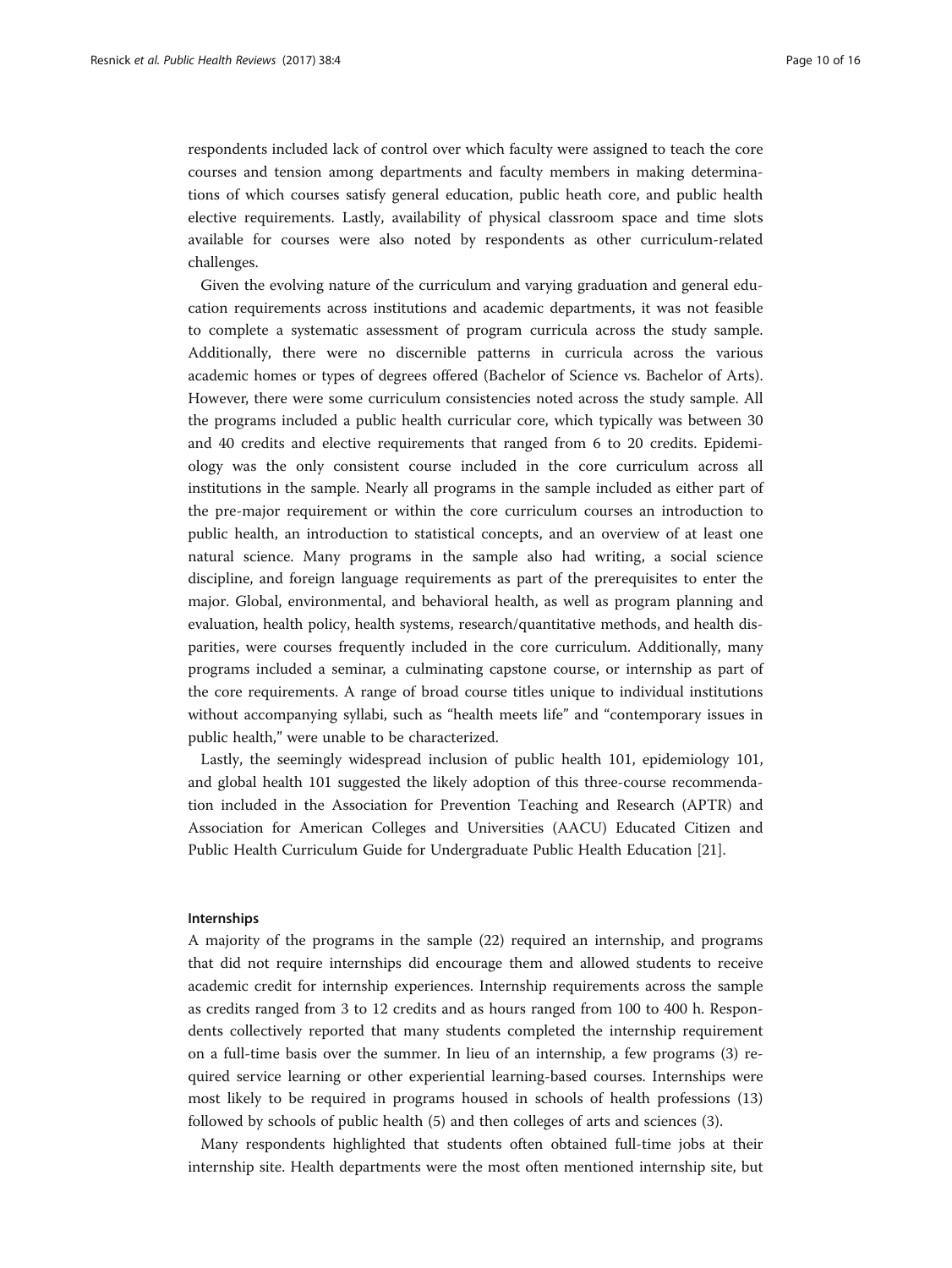respondents included lack of control over which faculty were assigned to teach the core courses and tension among departments and faculty members in making determinations of which courses satisfy general education, public heath core, and public health elective requirements. Lastly, availability of physical classroom space and time slots available for courses were also noted by respondents as other curriculum-related challenges.

Given the evolving nature of the curriculum and varying graduation and general education requirements across institutions and academic departments, it was not feasible to complete a systematic assessment of program curricula across the study sample. Additionally, there were no discernible patterns in curricula across the various academic homes or types of degrees offered (Bachelor of Science vs. Bachelor of Arts). However, there were some curriculum consistencies noted across the study sample. All the programs included a public health curricular core, which typically was between 30 and 40 credits and elective requirements that ranged from 6 to 20 credits. Epidemiology was the only consistent course included in the core curriculum across all institutions in the sample. Nearly all programs in the sample included as either part of the pre-major requirement or within the core curriculum courses an introduction to public health, an introduction to statistical concepts, and an overview of at least one natural science. Many programs in the sample also had writing, a social science discipline, and foreign language requirements as part of the prerequisites to enter the major. Global, environmental, and behavioral health, as well as program planning and evaluation, health policy, health systems, research/quantitative methods, and health disparities, were courses frequently included in the core curriculum. Additionally, many programs included a seminar, a culminating capstone course, or internship as part of the core requirements. A range of broad course titles unique to individual institutions without accompanying syllabi, such as "health meets life" and "contemporary issues in public health," were unable to be characterized.

Lastly, the seemingly widespread inclusion of public health 101, epidemiology 101, and global health 101 suggested the likely adoption of this three-course recommendation included in the Association for Prevention Teaching and Research (APTR) and Association for American Colleges and Universities (AACU) Educated Citizen and Public Health Curriculum Guide for Undergraduate Public Health Education [21].

#### Internships

A majority of the programs in the sample (22) required an internship, and programs that did not require internships did encourage them and allowed students to receive academic credit for internship experiences. Internship requirements across the sample as credits ranged from 3 to 12 credits and as hours ranged from 100 to 400 h. Respondents collectively reported that many students completed the internship requirement on a full-time basis over the summer. In lieu of an internship, a few programs (3) required service learning or other experiential learning-based courses. Internships were most likely to be required in programs housed in schools of health professions (13) followed by schools of public health (5) and then colleges of arts and sciences (3).

Many respondents highlighted that students often obtained full-time jobs at their internship site. Health departments were the most often mentioned internship site, but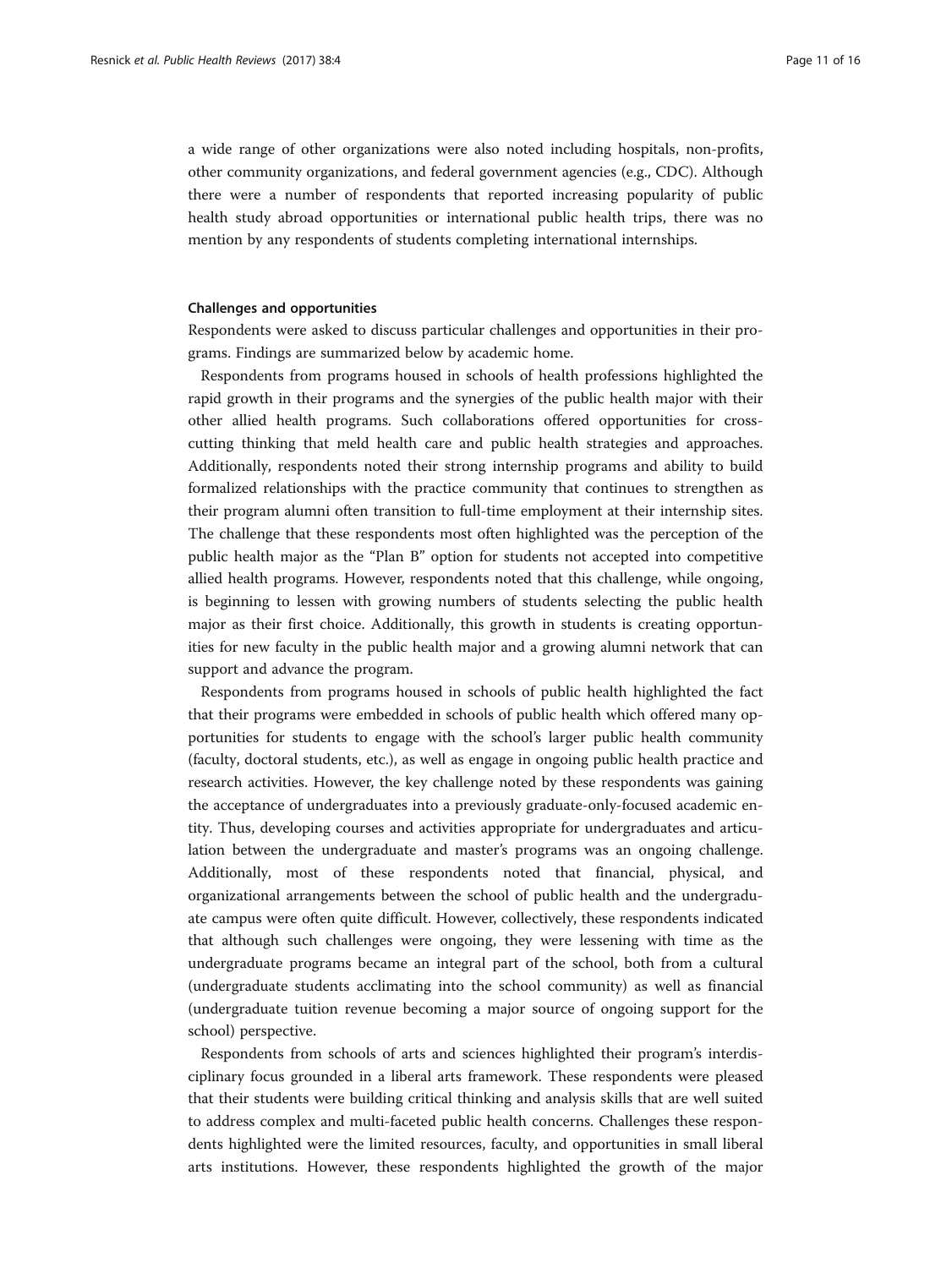a wide range of other organizations were also noted including hospitals, non-profits, other community organizations, and federal government agencies (e.g., CDC). Although there were a number of respondents that reported increasing popularity of public health study abroad opportunities or international public health trips, there was no mention by any respondents of students completing international internships.

#### Challenges and opportunities

Respondents were asked to discuss particular challenges and opportunities in their programs. Findings are summarized below by academic home.

Respondents from programs housed in schools of health professions highlighted the rapid growth in their programs and the synergies of the public health major with their other allied health programs. Such collaborations offered opportunities for cross-cutting thinking that meld health care and public health strategies and approaches. Additionally, respondents noted their strong internship programs and ability to build formalized relationships with the practice community that continues to strengthen as their program alumni often transition to full-time employment at their internship sites. The challenge that these respondents most often highlighted was the perception of the public health major as the "Plan B" option for students not accepted into competitive allied health programs. However, respondents noted that this challenge, while ongoing, is beginning to lessen with growing numbers of students selecting the public health major as their first choice. Additionally, this growth in students is creating opportunities for new faculty in the public health major and a growing alumni network that can support and advance the program.

Respondents from programs housed in schools of public health highlighted the fact that their programs were embedded in schools of public health which offered many opportunities for students to engage with the school's larger public health community (faculty, doctoral students, etc.), as well as engage in ongoing public health practice and research activities. However, the key challenge noted by these respondents was gaining the acceptance of undergraduates into a previously graduate-only-focused academic entity. Thus, developing courses and activities appropriate for undergraduates and articulation between the undergraduate and master's programs was an ongoing challenge. Additionally, most of these respondents noted that financial, physical, and organizational arrangements between the school of public health and the undergraduate campus were often quite difficult. However, collectively, these respondents indicated that although such challenges were ongoing, they were lessening with time as the undergraduate programs became an integral part of the school, both from a cultural (undergraduate students acclimating into the school community) as well as financial (undergraduate tuition revenue becoming a major source of ongoing support for the school) perspective.

Respondents from schools of arts and sciences highlighted their program's interdisciplinary focus grounded in a liberal arts framework. These respondents were pleased that their students were building critical thinking and analysis skills that are well suited to address complex and multi-faceted public health concerns. Challenges these respondents highlighted were the limited resources, faculty, and opportunities in small liberal arts institutions. However, these respondents highlighted the growth of the major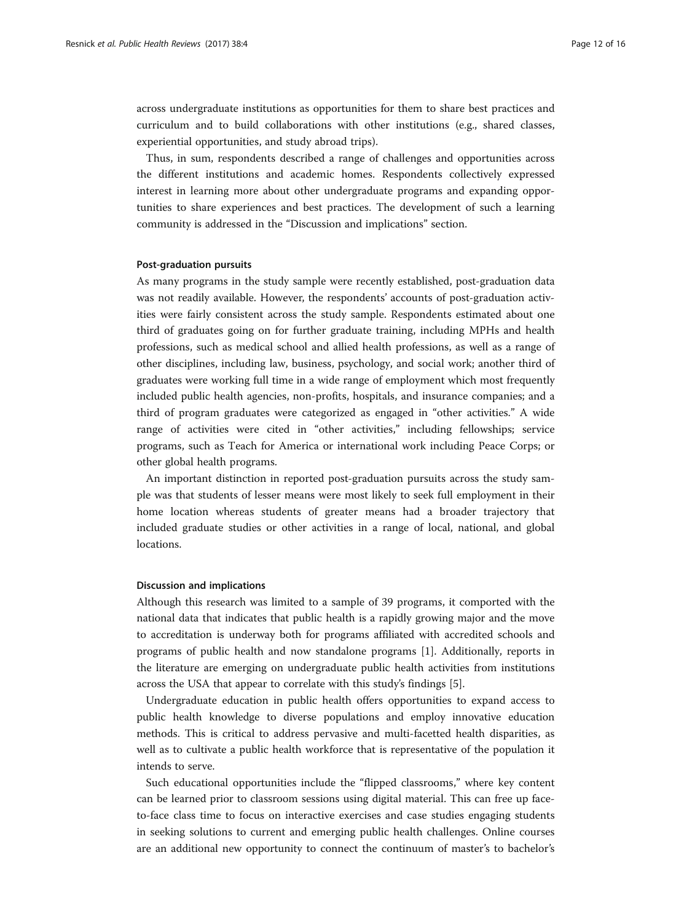across undergraduate institutions as opportunities for them to share best practices and curriculum and to build collaborations with other institutions (e.g., shared classes, experiential opportunities, and study abroad trips).

Thus, in sum, respondents described a range of challenges and opportunities across the different institutions and academic homes. Respondents collectively expressed interest in learning more about other undergraduate programs and expanding opportunities to share experiences and best practices. The development of such a learning community is addressed in the "Discussion and implications" section.

#### Post-graduation pursuits

As many programs in the study sample were recently established, post-graduation data was not readily available. However, the respondents' accounts of post-graduation activities were fairly consistent across the study sample. Respondents estimated about one third of graduates going on for further graduate training, including MPHs and health professions, such as medical school and allied health professions, as well as a range of other disciplines, including law, business, psychology, and social work; another third of graduates were working full time in a wide range of employment which most frequently included public health agencies, non-profits, hospitals, and insurance companies; and a third of program graduates were categorized as engaged in "other activities." A wide range of activities were cited in "other activities," including fellowships; service programs, such as Teach for America or international work including Peace Corps; or other global health programs.

An important distinction in reported post-graduation pursuits across the study sample was that students of lesser means were most likely to seek full employment in their home location whereas students of greater means had a broader trajectory that included graduate studies or other activities in a range of local, national, and global locations.

## Discussion and implications

Although this research was limited to a sample of 39 programs, it comported with the national data that indicates that public health is a rapidly growing major and the move to accreditation is underway both for programs affiliated with accredited schools and programs of public health and now standalone programs [1]. Additionally, reports in the literature are emerging on undergraduate public health activities from institutions across the USA that appear to correlate with this study's findings [5].

Undergraduate education in public health offers opportunities to expand access to public health knowledge to diverse populations and employ innovative education methods. This is critical to address pervasive and multi-facetted health disparities, as well as to cultivate a public health workforce that is representative of the population it intends to serve.

Such educational opportunities include the "flipped classrooms," where key content can be learned prior to classroom sessions using digital material. This can free up face-to-face class time to focus on interactive exercises and case studies engaging students in seeking solutions to current and emerging public health challenges. Online courses are an additional new opportunity to connect the continuum of master's to bachelor's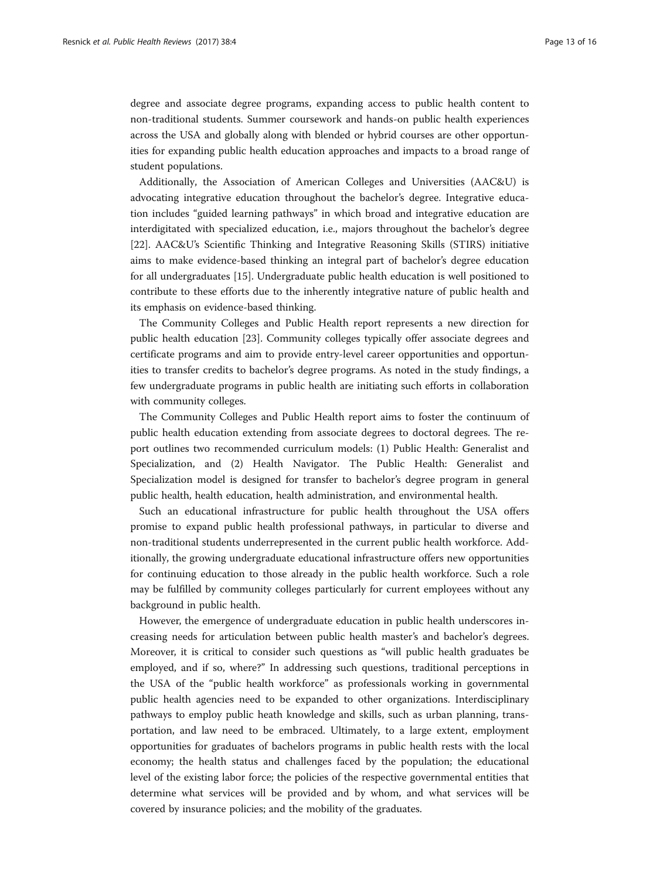degree and associate degree programs, expanding access to public health content to non-traditional students. Summer coursework and hands-on public health experiences across the USA and globally along with blended or hybrid courses are other opportunities for expanding public health education approaches and impacts to a broad range of student populations.

Additionally, the Association of American Colleges and Universities (AAC&U) is advocating integrative education throughout the bachelor's degree. Integrative education includes "guided learning pathways" in which broad and integrative education are interdigitated with specialized education, i.e., majors throughout the bachelor's degree [22]. AAC&U's Scientific Thinking and Integrative Reasoning Skills (STIRS) initiative aims to make evidence-based thinking an integral part of bachelor's degree education for all undergraduates [15]. Undergraduate public health education is well positioned to contribute to these efforts due to the inherently integrative nature of public health and its emphasis on evidence-based thinking.

The Community Colleges and Public Health report represents a new direction for public health education [23]. Community colleges typically offer associate degrees and certificate programs and aim to provide entry-level career opportunities and opportunities to transfer credits to bachelor's degree programs. As noted in the study findings, a few undergraduate programs in public health are initiating such efforts in collaboration with community colleges.

The Community Colleges and Public Health report aims to foster the continuum of public health education extending from associate degrees to doctoral degrees. The report outlines two recommended curriculum models: (1) Public Health: Generalist and Specialization, and (2) Health Navigator. The Public Health: Generalist and Specialization model is designed for transfer to bachelor's degree program in general public health, health education, health administration, and environmental health.

Such an educational infrastructure for public health throughout the USA offers promise to expand public health professional pathways, in particular to diverse and non-traditional students underrepresented in the current public health workforce. Additionally, the growing undergraduate educational infrastructure offers new opportunities for continuing education to those already in the public health workforce. Such a role may be fulfilled by community colleges particularly for current employees without any background in public health.

However, the emergence of undergraduate education in public health underscores increasing needs for articulation between public health master's and bachelor's degrees. Moreover, it is critical to consider such questions as "will public health graduates be employed, and if so, where?" In addressing such questions, traditional perceptions in the USA of the "public health workforce" as professionals working in governmental public health agencies need to be expanded to other organizations. Interdisciplinary pathways to employ public heath knowledge and skills, such as urban planning, transportation, and law need to be embraced. Ultimately, to a large extent, employment opportunities for graduates of bachelors programs in public health rests with the local economy; the health status and challenges faced by the population; the educational level of the existing labor force; the policies of the respective governmental entities that determine what services will be provided and by whom, and what services will be covered by insurance policies; and the mobility of the graduates.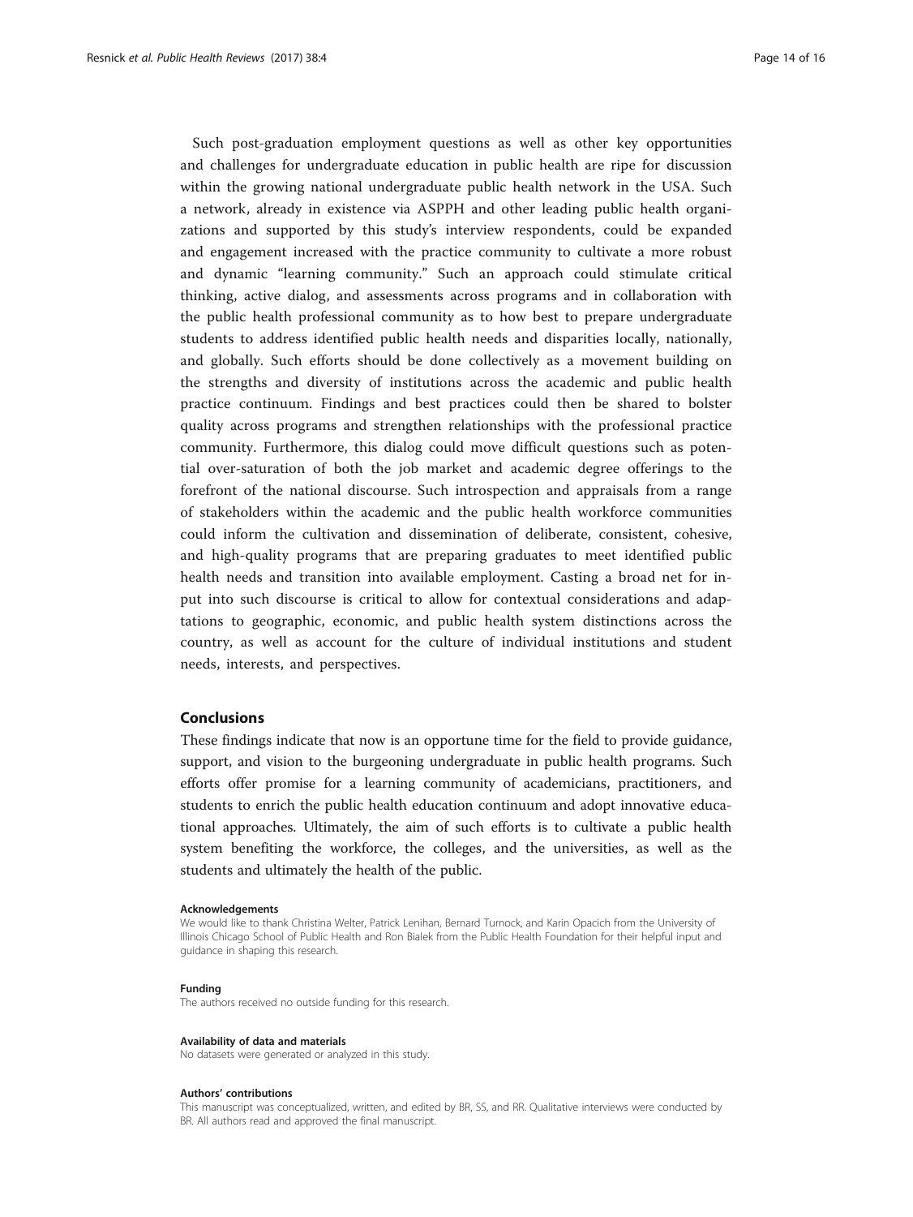Such post-graduation employment questions as well as other key opportunities and challenges for undergraduate education in public health are ripe for discussion within the growing national undergraduate public health network in the USA. Such a network, already in existence via ASPPH and other leading public health organizations and supported by this study's interview respondents, could be expanded and engagement increased with the practice community to cultivate a more robust and dynamic "learning community." Such an approach could stimulate critical thinking, active dialog, and assessments across programs and in collaboration with the public health professional community as to how best to prepare undergraduate students to address identified public health needs and disparities locally, nationally, and globally. Such efforts should be done collectively as a movement building on the strengths and diversity of institutions across the academic and public health practice continuum. Findings and best practices could then be shared to bolster quality across programs and strengthen relationships with the professional practice community. Furthermore, this dialog could move difficult questions such as potential over-saturation of both the job market and academic degree offerings to the forefront of the national discourse. Such introspection and appraisals from a range of stakeholders within the academic and the public health workforce communities could inform the cultivation and dissemination of deliberate, consistent, cohesive, and high-quality programs that are preparing graduates to meet identified public health needs and transition into available employment. Casting a broad net for input into such discourse is critical to allow for contextual considerations and adaptations to geographic, economic, and public health system distinctions across the country, as well as account for the culture of individual institutions and student needs, interests, and perspectives.

## Conclusions

These findings indicate that now is an opportune time for the field to provide guidance, support, and vision to the burgeoning undergraduate in public health programs. Such efforts offer promise for a learning community of academicians, practitioners, and students to enrich the public health education continuum and adopt innovative educational approaches. Ultimately, the aim of such efforts is to cultivate a public health system benefiting the workforce, the colleges, and the universities, as well as the students and ultimately the health of the public.

#### Acknowledgements

We would like to thank Christina Welter, Patrick Lenihan, Bernard Turnock, and Karin Opacich from the University of Illinois Chicago School of Public Health and Ron Bialek from the Public Health Foundation for their helpful input and guidance in shaping this research.

#### Funding

The authors received no outside funding for this research.

#### Availability of data and materials

No datasets were generated or analyzed in this study.

#### Authors' contributions

This manuscript was conceptualized, written, and edited by BR, SS, and RR. Qualitative interviews were conducted by BR. All authors read and approved the final manuscript.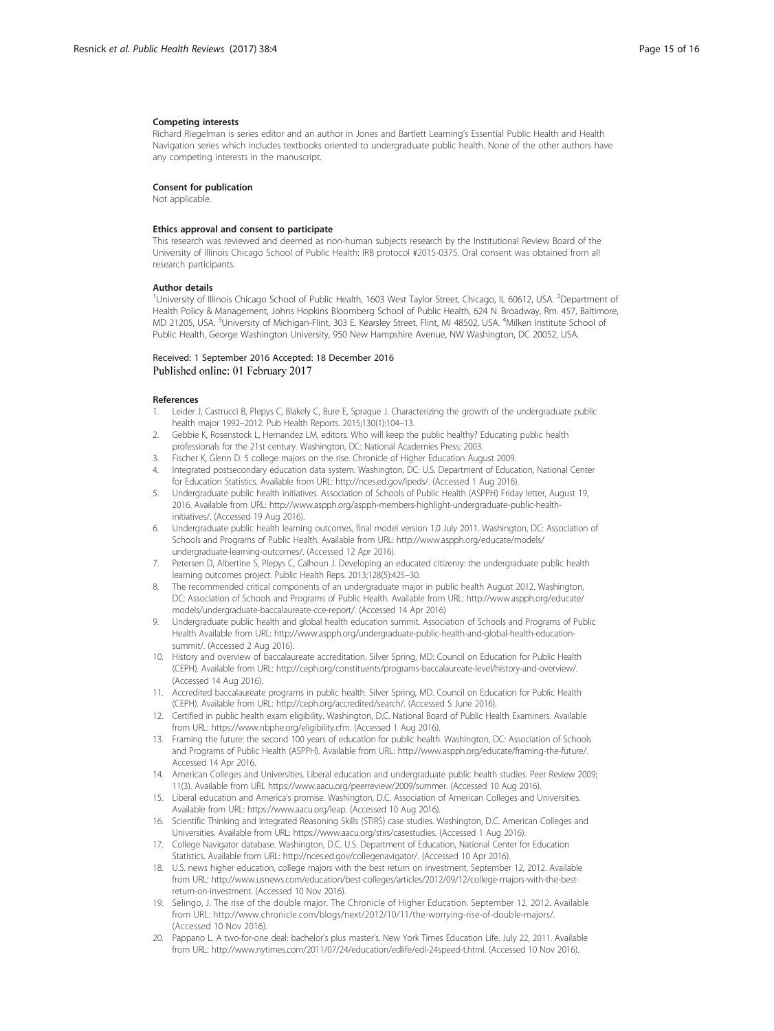#### Competing interests
Richard Riegelman is series editor and an author in Jones and Bartlett Learning's Essential Public Health and Health Navigation series which includes textbooks oriented to undergraduate public health. None of the other authors have any competing interests in the manuscript.

#### Consent for publication
Not applicable.

#### Ethics approval and consent to participate
This research was reviewed and deemed as non-human subjects research by the Institutional Review Board of the University of Illinois Chicago School of Public Health: IRB protocol #2015-0375. Oral consent was obtained from all research participants.

#### Author details
[1]University of Illinois Chicago School of Public Health, 1603 West Taylor Street, Chicago, IL 60612, USA. [2]Department of Health Policy & Management, Johns Hopkins Bloomberg School of Public Health, 624 N. Broadway, Rm. 457, Baltimore, MD 21205, USA. [3]University of Michigan-Flint, 303 E. Kearsley Street, Flint, MI 48502, USA. [4]Milken Institute School of Public Health, George Washington University, 950 New Hampshire Avenue, NW Washington, DC 20052, USA.

Received: 1 September 2016 Accepted: 18 December 2016
Published online: 01 February 2017

#### References
1. Leider J, Castrucci B, Plepys C, Blakely C, Bure E, Sprague J. Characterizing the growth of the undergraduate public health major 1992–2012. Pub Health Reports. 2015;130(1):104–13.
2. Gebbie K, Rosenstock L, Hernandez LM, editors. Who will keep the public healthy? Educating public health professionals for the 21st century. Washington, DC: National Academies Press; 2003.
3. Fischer K, Glenn D. 5 college majors on the rise. Chronicle of Higher Education August 2009.
4. Integrated postsecondary education data system. Washington, DC: U.S. Department of Education, National Center for Education Statistics. Available from URL: http://nces.ed.gov/ipeds/. (Accessed 1 Aug 2016).
5. Undergraduate public health initiatives. Association of Schools of Public Health (ASPPH) Friday letter, August 19, 2016. Available from URL: http://www.aspph.org/aspph-members-highlight-undergraduate-public-health-initiatives/. (Accessed 19 Aug 2016).
6. Undergraduate public health learning outcomes, final model version 1.0 July 2011. Washington, DC: Association of Schools and Programs of Public Health. Available from URL: http://www.aspph.org/educate/models/undergraduate-learning-outcomes/. (Accessed 12 Apr 2016).
7. Petersen D, Albertine S, Plepys C, Calhoun J. Developing an educated citizenry: the undergraduate public health learning outcomes project. Public Health Reps. 2013;128(5):425–30.
8. The recommended critical components of an undergraduate major in public health August 2012. Washington, DC: Association of Schools and Programs of Public Health. Available from URL: http://www.aspph.org/educate/models/undergraduate-baccalaureate-cce-report/. (Accessed 14 Apr 2016)
9. Undergraduate public health and global health education summit. Association of Schools and Programs of Public Health Available from URL: http://www.aspph.org/undergraduate-public-health-and-global-health-education-summit/. (Accessed 2 Aug 2016).
10. History and overview of baccalaureate accreditation. Silver Spring, MD: Council on Education for Public Health (CEPH). Available from URL: http://ceph.org/constituents/programs-baccalaureate-level/history-and-overview/. (Accessed 14 Aug 2016).
11. Accredited baccalaureate programs in public health. Silver Spring, MD. Council on Education for Public Health (CEPH). Available from URL: http://ceph.org/accredited/search/. (Accessed 5 June 2016).
12. Certified in public health exam eligibility. Washington, D.C. National Board of Public Health Examiners. Available from URL: https://www.nbphe.org/eligibility.cfm. (Accessed 1 Aug 2016).
13. Framing the future: the second 100 years of education for public health. Washington, DC: Association of Schools and Programs of Public Health (ASPPH). Available from URL: http://www.aspph.org/educate/framing-the-future/. Accessed 14 Apr 2016.
14. American Colleges and Universities. Liberal education and undergraduate public health studies. Peer Review 2009; 11(3). Available from URL https://www.aacu.org/peerreview/2009/summer. (Accessed 10 Aug 2016).
15. Liberal education and America's promise. Washington, D.C. Association of American Colleges and Universities. Available from URL: https://www.aacu.org/leap. (Accessed 10 Aug 2016).
16. Scientific Thinking and Integrated Reasoning Skills (STIRS) case studies. Washington, D.C. American Colleges and Universities. Available from URL: https://www.aacu.org/stirs/casestudies. (Accessed 1 Aug 2016).
17. College Navigator database. Washington, D.C. U.S. Department of Education, National Center for Education Statistics. Available from URL: http://nces.ed.gov/collegenavigator/. (Accessed 10 Apr 2016).
18. U.S. news higher education, college majors with the best return on investment, September 12, 2012. Available from URL: http://www.usnews.com/education/best-colleges/articles/2012/09/12/college-majors-with-the-best-return-on-investment. (Accessed 10 Nov 2016).
19. Selingo, J. The rise of the double major. The Chronicle of Higher Education. September 12, 2012. Available from URL: http://www.chronicle.com/blogs/next/2012/10/11/the-worrying-rise-of-double-majors/. (Accessed 10 Nov 2016).
20. Pappano L. A two-for-one deal: bachelor's plus master's. New York Times Education Life. July 22, 2011. Available from URL: http://www.nytimes.com/2011/07/24/education/edlife/edl-24speed-t.html. (Accessed 10 Nov 2016).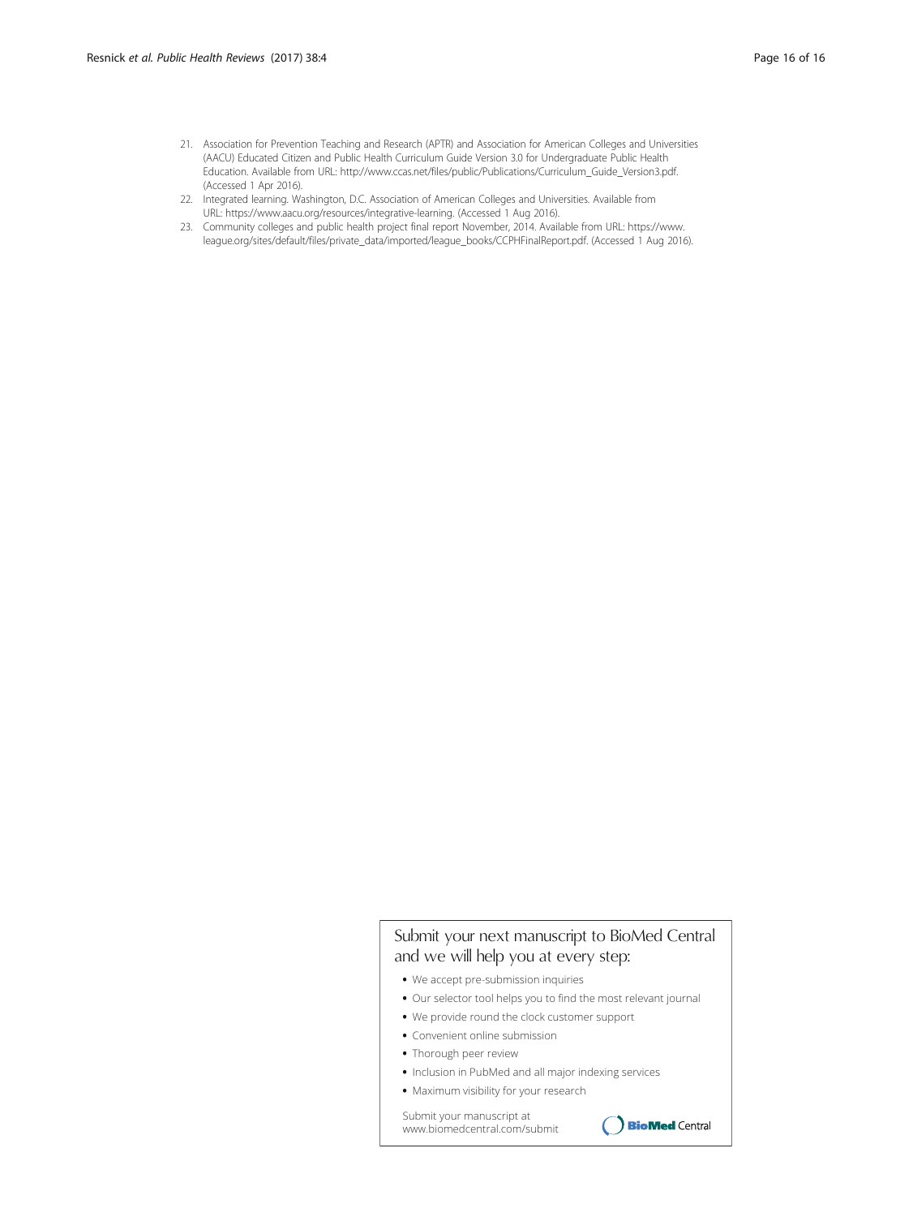21. Association for Prevention Teaching and Research (APTR) and Association for American Colleges and Universities (AACU) Educated Citizen and Public Health Curriculum Guide Version 3.0 for Undergraduate Public Health Education. Available from URL: http://www.ccas.net/files/public/Publications/Curriculum_Guide_Version3.pdf. (Accessed 1 Apr 2016).
22. Integrated learning. Washington, D.C. Association of American Colleges and Universities. Available from URL: https://www.aacu.org/resources/integrative-learning. (Accessed 1 Aug 2016).
23. Community colleges and public health project final report November, 2014. Available from URL: https://www.league.org/sites/default/files/private_data/imported/league_books/CCPHFinalReport.pdf. (Accessed 1 Aug 2016).

Submit your next manuscript to BioMed Central and we will help you at every step:

- We accept pre-submission inquiries
- Our selector tool helps you to find the most relevant journal
- We provide round the clock customer support
- Convenient online submission
- Thorough peer review
- Inclusion in PubMed and all major indexing services
- Maximum visibility for your research

Submit your manuscript at www.biomedcentral.com/submit

BioMed Central